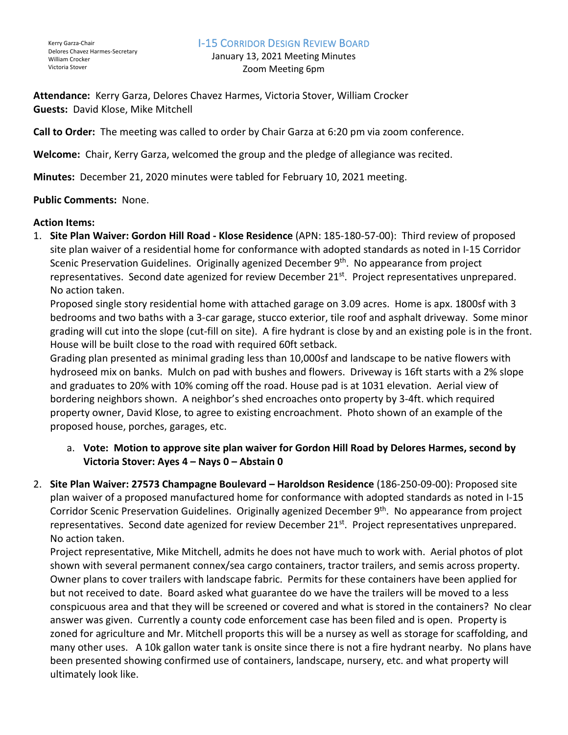Kerry Garza-Chair
Delores Chavez Harmes-Secretary
William Crocker
Victoria Stover

# I-15 Corridor Design Review Board

January 13, 2021 Meeting Minutes
Zoom Meeting 6pm

**Attendance:** Kerry Garza, Delores Chavez Harmes, Victoria Stover, William Crocker
**Guests:** David Klose, Mike Mitchell

**Call to Order:** The meeting was called to order by Chair Garza at 6:20 pm via zoom conference.

**Welcome:** Chair, Kerry Garza, welcomed the group and the pledge of allegiance was recited.

**Minutes:** December 21, 2020 minutes were tabled for February 10, 2021 meeting.

**Public Comments:** None.

**Action Items:**

1. **Site Plan Waiver: Gordon Hill Road - Klose Residence** (APN: 185-180-57-00): Third review of proposed site plan waiver of a residential home for conformance with adopted standards as noted in I-15 Corridor Scenic Preservation Guidelines. Originally agenized December 9th. No appearance from project representatives. Second date agenized for review December 21st. Project representatives unprepared. No action taken.
   Proposed single story residential home with attached garage on 3.09 acres. Home is apx. 1800sf with 3 bedrooms and two baths with a 3-car garage, stucco exterior, tile roof and asphalt driveway. Some minor grading will cut into the slope (cut-fill on site). A fire hydrant is close by and an existing pole is in the front. House will be built close to the road with required 60ft setback.
   Grading plan presented as minimal grading less than 10,000sf and landscape to be native flowers with hydroseed mix on banks. Mulch on pad with bushes and flowers. Driveway is 16ft starts with a 2% slope and graduates to 20% with 10% coming off the road. House pad is at 1031 elevation. Aerial view of bordering neighbors shown. A neighbor's shed encroaches onto property by 3-4ft. which required property owner, David Klose, to agree to existing encroachment. Photo shown of an example of the proposed house, porches, garages, etc.
   a. **Vote: Motion to approve site plan waiver for Gordon Hill Road by Delores Harmes, second by Victoria Stover: Ayes 4 – Nays 0 – Abstain 0**

2. **Site Plan Waiver: 27573 Champagne Boulevard – Haroldson Residence** (186-250-09-00): Proposed site plan waiver of a proposed manufactured home for conformance with adopted standards as noted in I-15 Corridor Scenic Preservation Guidelines. Originally agenized December 9th. No appearance from project representatives. Second date agenized for review December 21st. Project representatives unprepared. No action taken.
   Project representative, Mike Mitchell, admits he does not have much to work with. Aerial photos of plot shown with several permanent connex/sea cargo containers, tractor trailers, and semis across property. Owner plans to cover trailers with landscape fabric. Permits for these containers have been applied for but not received to date. Board asked what guarantee do we have the trailers will be moved to a less conspicuous area and that they will be screened or covered and what is stored in the containers? No clear answer was given. Currently a county code enforcement case has been filed and is open. Property is zoned for agriculture and Mr. Mitchell proports this will be a nursey as well as storage for scaffolding, and many other uses. A 10k gallon water tank is onsite since there is not a fire hydrant nearby. No plans have been presented showing confirmed use of containers, landscape, nursery, etc. and what property will ultimately look like.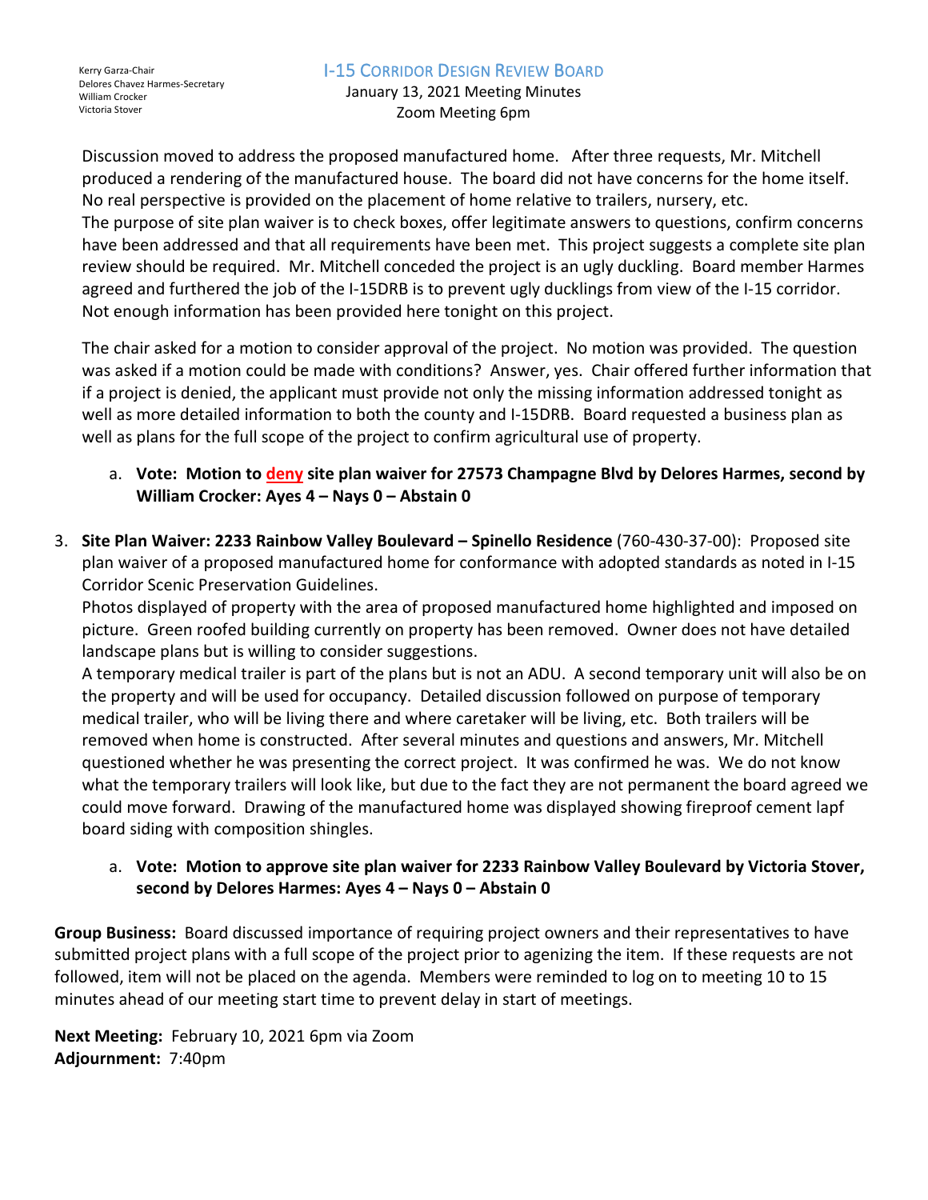Discussion moved to address the proposed manufactured home. After three requests, Mr. Mitchell produced a rendering of the manufactured house. The board did not have concerns for the home itself. No real perspective is provided on the placement of home relative to trailers, nursery, etc. The purpose of site plan waiver is to check boxes, offer legitimate answers to questions, confirm concerns have been addressed and that all requirements have been met. This project suggests a complete site plan review should be required. Mr. Mitchell conceded the project is an ugly duckling. Board member Harmes agreed and furthered the job of the I-15DRB is to prevent ugly ducklings from view of the I-15 corridor. Not enough information has been provided here tonight on this project.

The chair asked for a motion to consider approval of the project. No motion was provided. The question was asked if a motion could be made with conditions? Answer, yes. Chair offered further information that if a project is denied, the applicant must provide not only the missing information addressed tonight as well as more detailed information to both the county and I-15DRB. Board requested a business plan as well as plans for the full scope of the project to confirm agricultural use of property.

a. **Vote: Motion to deny site plan waiver for 27573 Champagne Blvd by Delores Harmes, second by William Crocker: Ayes 4 – Nays 0 – Abstain 0**

3. **Site Plan Waiver: 2233 Rainbow Valley Boulevard – Spinello Residence** (760-430-37-00): Proposed site plan waiver of a proposed manufactured home for conformance with adopted standards as noted in I-15 Corridor Scenic Preservation Guidelines.
   Photos displayed of property with the area of proposed manufactured home highlighted and imposed on picture. Green roofed building currently on property has been removed. Owner does not have detailed landscape plans but is willing to consider suggestions.
   A temporary medical trailer is part of the plans but is not an ADU. A second temporary unit will also be on the property and will be used for occupancy. Detailed discussion followed on purpose of temporary medical trailer, who will be living there and where caretaker will be living, etc. Both trailers will be removed when home is constructed. After several minutes and questions and answers, Mr. Mitchell questioned whether he was presenting the correct project. It was confirmed he was. We do not know what the temporary trailers will look like, but due to the fact they are not permanent the board agreed we could move forward. Drawing of the manufactured home was displayed showing fireproof cement lapf board siding with composition shingles.

   a. **Vote: Motion to approve site plan waiver for 2233 Rainbow Valley Boulevard by Victoria Stover, second by Delores Harmes: Ayes 4 – Nays 0 – Abstain 0**

**Group Business:** Board discussed importance of requiring project owners and their representatives to have submitted project plans with a full scope of the project prior to agenizing the item. If these requests are not followed, item will not be placed on the agenda. Members were reminded to log on to meeting 10 to 15 minutes ahead of our meeting start time to prevent delay in start of meetings.

**Next Meeting:** February 10, 2021 6pm via Zoom
**Adjournment:** 7:40pm